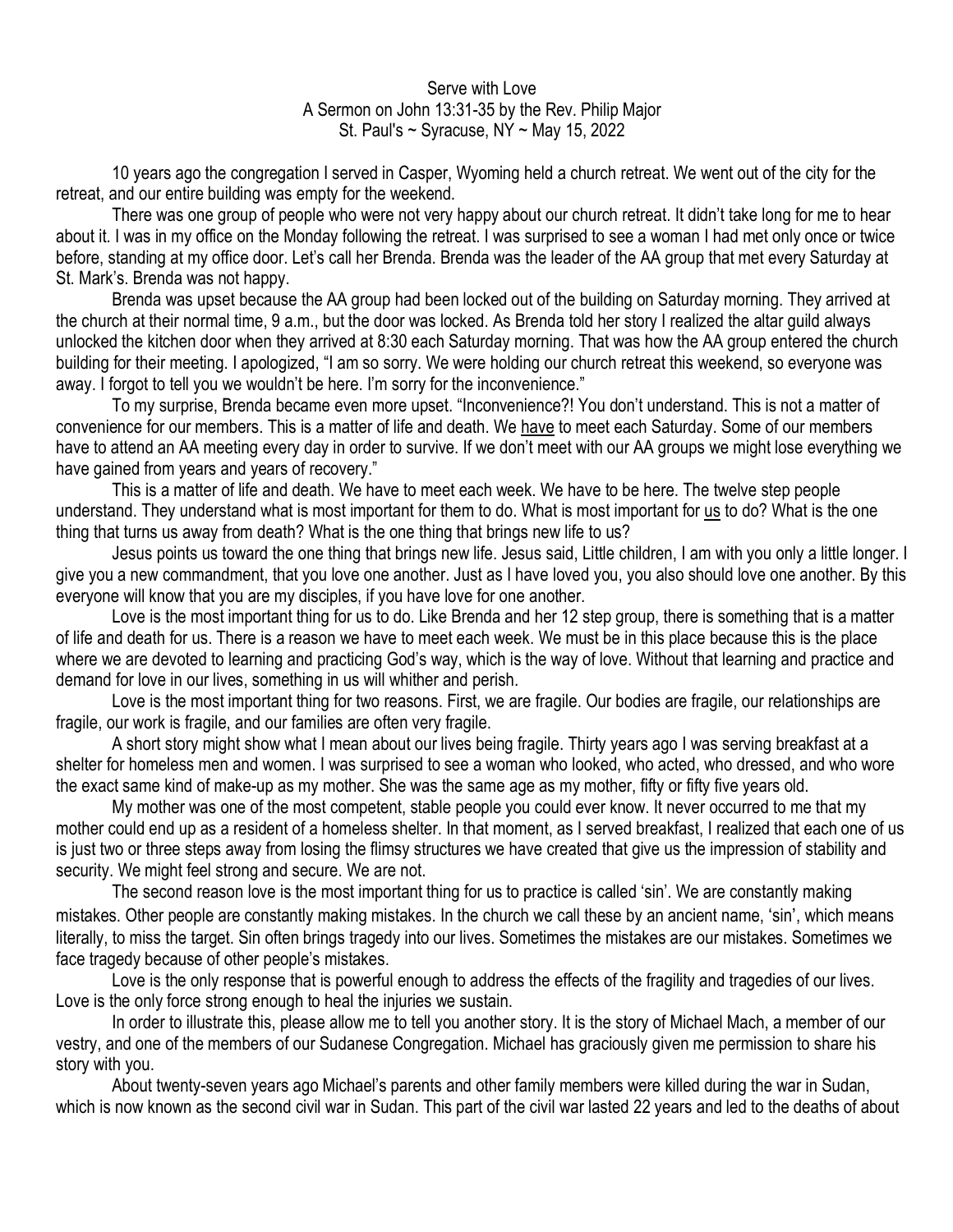Serve with Love
A Sermon on John 13:31-35 by the Rev. Philip Major
St. Paul's ~ Syracuse, NY ~ May 15, 2022

10 years ago the congregation I served in Casper, Wyoming held a church retreat. We went out of the city for the retreat, and our entire building was empty for the weekend.

There was one group of people who were not very happy about our church retreat. It didn't take long for me to hear about it. I was in my office on the Monday following the retreat. I was surprised to see a woman I had met only once or twice before, standing at my office door. Let's call her Brenda. Brenda was the leader of the AA group that met every Saturday at St. Mark's. Brenda was not happy.

Brenda was upset because the AA group had been locked out of the building on Saturday morning. They arrived at the church at their normal time, 9 a.m., but the door was locked. As Brenda told her story I realized the altar guild always unlocked the kitchen door when they arrived at 8:30 each Saturday morning. That was how the AA group entered the church building for their meeting. I apologized, "I am so sorry. We were holding our church retreat this weekend, so everyone was away. I forgot to tell you we wouldn't be here. I'm sorry for the inconvenience."

To my surprise, Brenda became even more upset. "Inconvenience?! You don't understand. This is not a matter of convenience for our members. This is a matter of life and death. We <u>have</u> to meet each Saturday. Some of our members have to attend an AA meeting every day in order to survive. If we don't meet with our AA groups we might lose everything we have gained from years and years of recovery."

This is a matter of life and death. We have to meet each week. We have to be here. The twelve step people understand. They understand what is most important for them to do. What is most important for <u>us</u> to do? What is the one thing that turns us away from death? What is the one thing that brings new life to us?

Jesus points us toward the one thing that brings new life. Jesus said, Little children, I am with you only a little longer. I give you a new commandment, that you love one another. Just as I have loved you, you also should love one another. By this everyone will know that you are my disciples, if you have love for one another.

Love is the most important thing for us to do. Like Brenda and her 12 step group, there is something that is a matter of life and death for us. There is a reason we have to meet each week. We must be in this place because this is the place where we are devoted to learning and practicing God's way, which is the way of love. Without that learning and practice and demand for love in our lives, something in us will whither and perish.

Love is the most important thing for two reasons. First, we are fragile. Our bodies are fragile, our relationships are fragile, our work is fragile, and our families are often very fragile.

A short story might show what I mean about our lives being fragile. Thirty years ago I was serving breakfast at a shelter for homeless men and women. I was surprised to see a woman who looked, who acted, who dressed, and who wore the exact same kind of make-up as my mother. She was the same age as my mother, fifty or fifty five years old.

My mother was one of the most competent, stable people you could ever know. It never occurred to me that my mother could end up as a resident of a homeless shelter. In that moment, as I served breakfast, I realized that each one of us is just two or three steps away from losing the flimsy structures we have created that give us the impression of stability and security. We might feel strong and secure. We are not.

The second reason love is the most important thing for us to practice is called 'sin'. We are constantly making mistakes. Other people are constantly making mistakes. In the church we call these by an ancient name, 'sin', which means literally, to miss the target. Sin often brings tragedy into our lives. Sometimes the mistakes are our mistakes. Sometimes we face tragedy because of other people's mistakes.

Love is the only response that is powerful enough to address the effects of the fragility and tragedies of our lives. Love is the only force strong enough to heal the injuries we sustain.

In order to illustrate this, please allow me to tell you another story. It is the story of Michael Mach, a member of our vestry, and one of the members of our Sudanese Congregation. Michael has graciously given me permission to share his story with you.

About twenty-seven years ago Michael's parents and other family members were killed during the war in Sudan, which is now known as the second civil war in Sudan. This part of the civil war lasted 22 years and led to the deaths of about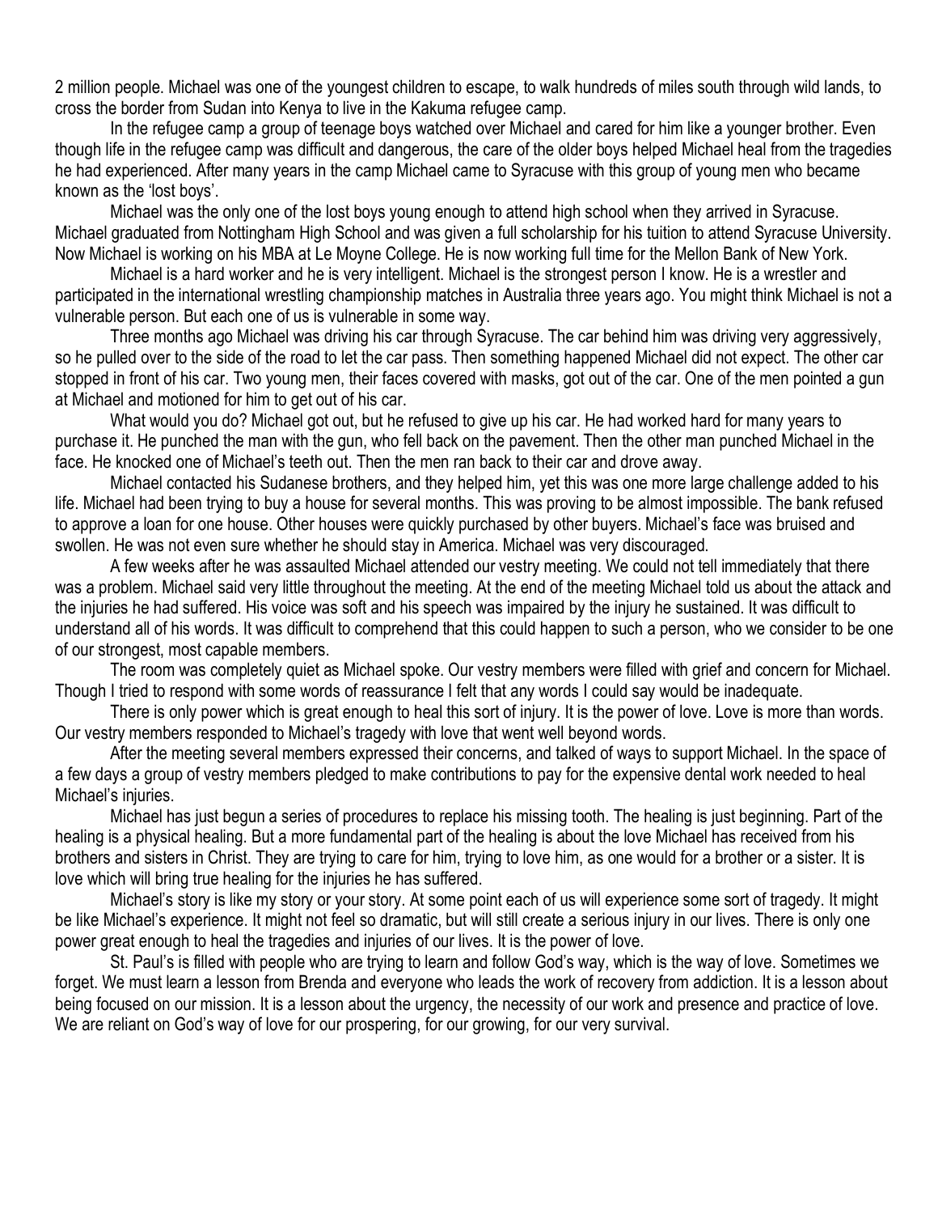2 million people. Michael was one of the youngest children to escape, to walk hundreds of miles south through wild lands, to cross the border from Sudan into Kenya to live in the Kakuma refugee camp.

In the refugee camp a group of teenage boys watched over Michael and cared for him like a younger brother. Even though life in the refugee camp was difficult and dangerous, the care of the older boys helped Michael heal from the tragedies he had experienced. After many years in the camp Michael came to Syracuse with this group of young men who became known as the 'lost boys'.

Michael was the only one of the lost boys young enough to attend high school when they arrived in Syracuse. Michael graduated from Nottingham High School and was given a full scholarship for his tuition to attend Syracuse University. Now Michael is working on his MBA at Le Moyne College. He is now working full time for the Mellon Bank of New York.

Michael is a hard worker and he is very intelligent. Michael is the strongest person I know. He is a wrestler and participated in the international wrestling championship matches in Australia three years ago. You might think Michael is not a vulnerable person. But each one of us is vulnerable in some way.

Three months ago Michael was driving his car through Syracuse. The car behind him was driving very aggressively, so he pulled over to the side of the road to let the car pass. Then something happened Michael did not expect. The other car stopped in front of his car. Two young men, their faces covered with masks, got out of the car. One of the men pointed a gun at Michael and motioned for him to get out of his car.

What would you do? Michael got out, but he refused to give up his car. He had worked hard for many years to purchase it. He punched the man with the gun, who fell back on the pavement. Then the other man punched Michael in the face. He knocked one of Michael's teeth out. Then the men ran back to their car and drove away.

Michael contacted his Sudanese brothers, and they helped him, yet this was one more large challenge added to his life. Michael had been trying to buy a house for several months. This was proving to be almost impossible. The bank refused to approve a loan for one house. Other houses were quickly purchased by other buyers. Michael's face was bruised and swollen. He was not even sure whether he should stay in America. Michael was very discouraged.

A few weeks after he was assaulted Michael attended our vestry meeting. We could not tell immediately that there was a problem. Michael said very little throughout the meeting. At the end of the meeting Michael told us about the attack and the injuries he had suffered. His voice was soft and his speech was impaired by the injury he sustained. It was difficult to understand all of his words. It was difficult to comprehend that this could happen to such a person, who we consider to be one of our strongest, most capable members.

The room was completely quiet as Michael spoke. Our vestry members were filled with grief and concern for Michael. Though I tried to respond with some words of reassurance I felt that any words I could say would be inadequate.

There is only power which is great enough to heal this sort of injury. It is the power of love. Love is more than words. Our vestry members responded to Michael's tragedy with love that went well beyond words.

After the meeting several members expressed their concerns, and talked of ways to support Michael. In the space of a few days a group of vestry members pledged to make contributions to pay for the expensive dental work needed to heal Michael's injuries.

Michael has just begun a series of procedures to replace his missing tooth. The healing is just beginning. Part of the healing is a physical healing. But a more fundamental part of the healing is about the love Michael has received from his brothers and sisters in Christ. They are trying to care for him, trying to love him, as one would for a brother or a sister. It is love which will bring true healing for the injuries he has suffered.

Michael's story is like my story or your story. At some point each of us will experience some sort of tragedy. It might be like Michael's experience. It might not feel so dramatic, but will still create a serious injury in our lives. There is only one power great enough to heal the tragedies and injuries of our lives. It is the power of love.

St. Paul's is filled with people who are trying to learn and follow God's way, which is the way of love. Sometimes we forget. We must learn a lesson from Brenda and everyone who leads the work of recovery from addiction. It is a lesson about being focused on our mission. It is a lesson about the urgency, the necessity of our work and presence and practice of love. We are reliant on God's way of love for our prospering, for our growing, for our very survival.